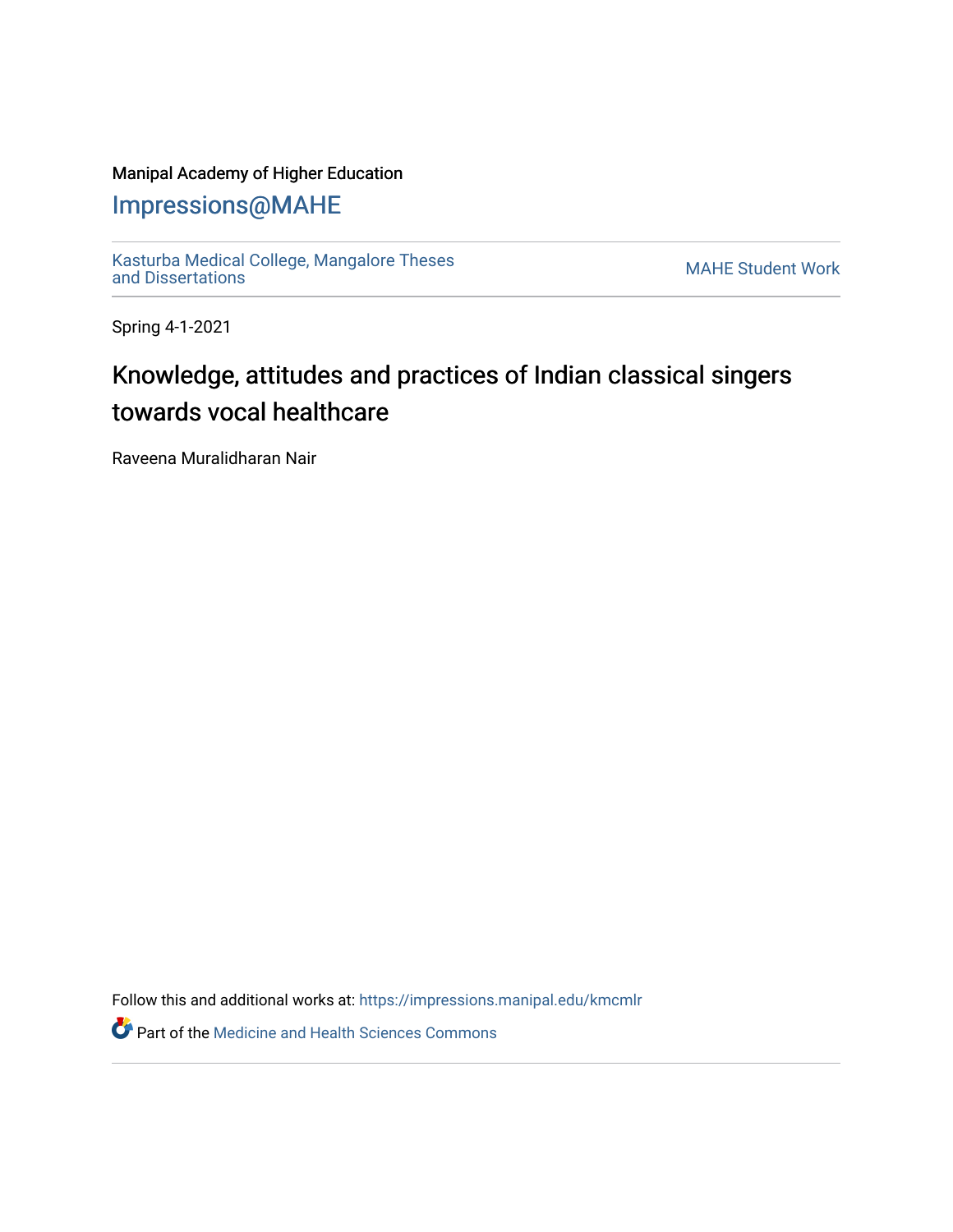Manipal Academy of Higher Education

Impressions@MAHE

Kasturba Medical College, Mangalore Theses and Dissertations

MAHE Student Work

Spring 4-1-2021

# Knowledge, attitudes and practices of Indian classical singers towards vocal healthcare

Raveena Muralidharan Nair

Follow this and additional works at: https://impressions.manipal.edu/kmcmlr

Part of the Medicine and Health Sciences Commons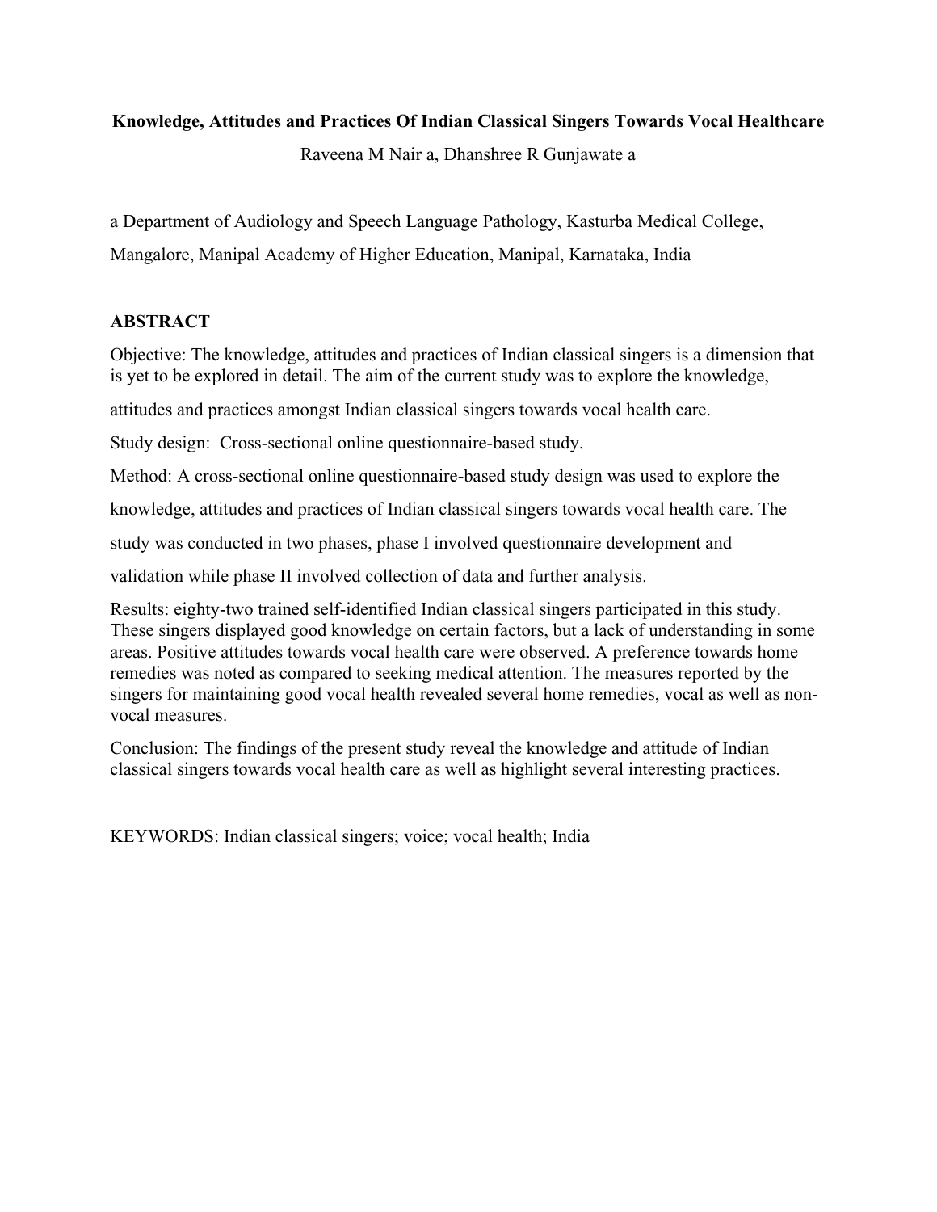**Knowledge, Attitudes and Practices Of Indian Classical Singers Towards Vocal Healthcare**

Raveena M Nair [a], Dhanshree R Gunjawate [a]

[a] Department of Audiology and Speech Language Pathology, Kasturba Medical College, Mangalore, Manipal Academy of Higher Education, Manipal, Karnataka, India

## ABSTRACT

Objective: The knowledge, attitudes and practices of Indian classical singers is a dimension that is yet to be explored in detail. The aim of the current study was to explore the knowledge, attitudes and practices amongst Indian classical singers towards vocal health care.

Study design: Cross-sectional online questionnaire-based study.

Method: A cross-sectional online questionnaire-based study design was used to explore the knowledge, attitudes and practices of Indian classical singers towards vocal health care. The study was conducted in two phases, phase I involved questionnaire development and validation while phase II involved collection of data and further analysis.

Results: eighty-two trained self-identified Indian classical singers participated in this study. These singers displayed good knowledge on certain factors, but a lack of understanding in some areas. Positive attitudes towards vocal health care were observed. A preference towards home remedies was noted as compared to seeking medical attention. The measures reported by the singers for maintaining good vocal health revealed several home remedies, vocal as well as non-vocal measures.

Conclusion: The findings of the present study reveal the knowledge and attitude of Indian classical singers towards vocal health care as well as highlight several interesting practices.

KEYWORDS: Indian classical singers; voice; vocal health; India